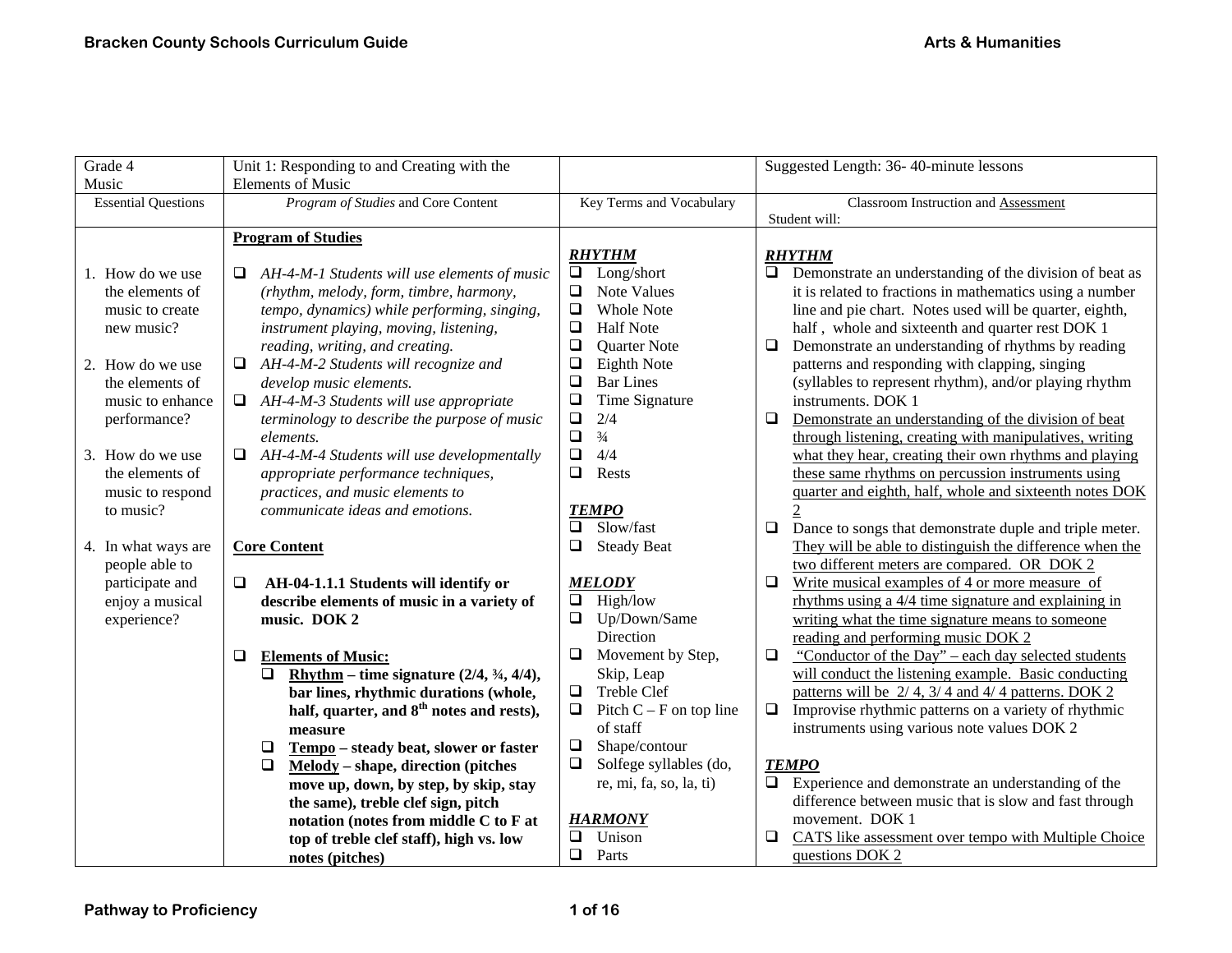| Grade 4<br>Music | Unit 1: Responding to and Creating with the Elements of Music | | Suggested Length: 36- 40-minute lessons |
|---|---|---|---|
| Essential Questions | *Program of Studies* and Core Content | Key Terms and Vocabulary | Classroom Instruction and Assessment<br>Student will: |
| 1. How do we use the elements of music to create new music?<br><br>2. How do we use the elements of music to enhance performance?<br><br>3. How do we use the elements of music to respond to music?<br><br>4. In what ways are people able to participate and enjoy a musical experience? | **Program of Studies**<br><br>❑ *AH-4-M-1 Students will use elements of music (rhythm, melody, form, timbre, harmony, tempo, dynamics) while performing, singing, instrument playing, moving, listening, reading, writing, and creating.*<br>❑ *AH-4-M-2 Students will recognize and develop music elements.*<br>❑ *AH-4-M-3 Students will use appropriate terminology to describe the purpose of music elements.*<br>❑ *AH-4-M-4 Students will use developmentally appropriate performance techniques, practices, and music elements to communicate ideas and emotions.*<br><br>**Core Content**<br><br>❑ **AH-04-1.1.1 Students will identify or describe elements of music in a variety of music. DOK 2**<br><br>❑ **Elements of Music:**<br>❑ **Rhythm – time signature (2/4, ¾, 4/4), bar lines, rhythmic durations (whole, half, quarter, and 8th notes and rests), measure**<br>❑ **Tempo – steady beat, slower or faster**<br>❑ **Melody – shape, direction (pitches move up, down, by step, by skip, stay the same), treble clef sign, pitch notation (notes from middle C to F at top of treble clef staff), high vs. low notes (pitches)** | ***RHYTHM***<br>❑ Long/short<br>❑ Note Values<br>❑ Whole Note<br>❑ Half Note<br>❑ Quarter Note<br>❑ Eighth Note<br>❑ Bar Lines<br>❑ Time Signature<br>❑ 2/4<br>❑ ¾<br>❑ 4/4<br>❑ Rests<br><br>***TEMPO***<br>❑ Slow/fast<br>❑ Steady Beat<br><br>***MELODY***<br>❑ High/low<br>❑ Up/Down/Same Direction<br>❑ Movement by Step, Skip, Leap<br>❑ Treble Clef<br>❑ Pitch C – F on top line of staff<br>❑ Shape/contour<br>❑ Solfege syllables (do, re, mi, fa, so, la, ti)<br><br>***HARMONY***<br>❑ Unison<br>❑ Parts | ***RHYTHM***<br>❑ Demonstrate an understanding of the division of beat as it is related to fractions in mathematics using a number line and pie chart. Notes used will be quarter, eighth, half, whole and sixteenth and quarter rest DOK 1<br>❑ Demonstrate an understanding of rhythms by reading patterns and responding with clapping, singing (syllables to represent rhythm), and/or playing rhythm instruments. DOK 1<br>❑ Demonstrate an understanding of the division of beat through listening, creating with manipulatives, writing what they hear, creating their own rhythms and playing these same rhythms on percussion instruments using quarter and eighth, half, whole and sixteenth notes DOK 2<br>❑ Dance to songs that demonstrate duple and triple meter. They will be able to distinguish the difference when the two different meters are compared. OR DOK 2<br>❑ Write musical examples of 4 or more measure of rhythms using a 4/4 time signature and explaining in writing what the time signature means to someone reading and performing music DOK 2<br>❑ "Conductor of the Day" – each day selected students will conduct the listening example. Basic conducting patterns will be 2/ 4, 3/ 4 and 4/ 4 patterns. DOK 2<br>❑ Improvise rhythmic patterns on a variety of rhythmic instruments using various note values DOK 2<br><br>***TEMPO***<br>❑ Experience and demonstrate an understanding of the difference between music that is slow and fast through movement. DOK 1<br>❑ CATS like assessment over tempo with Multiple Choice questions DOK 2 |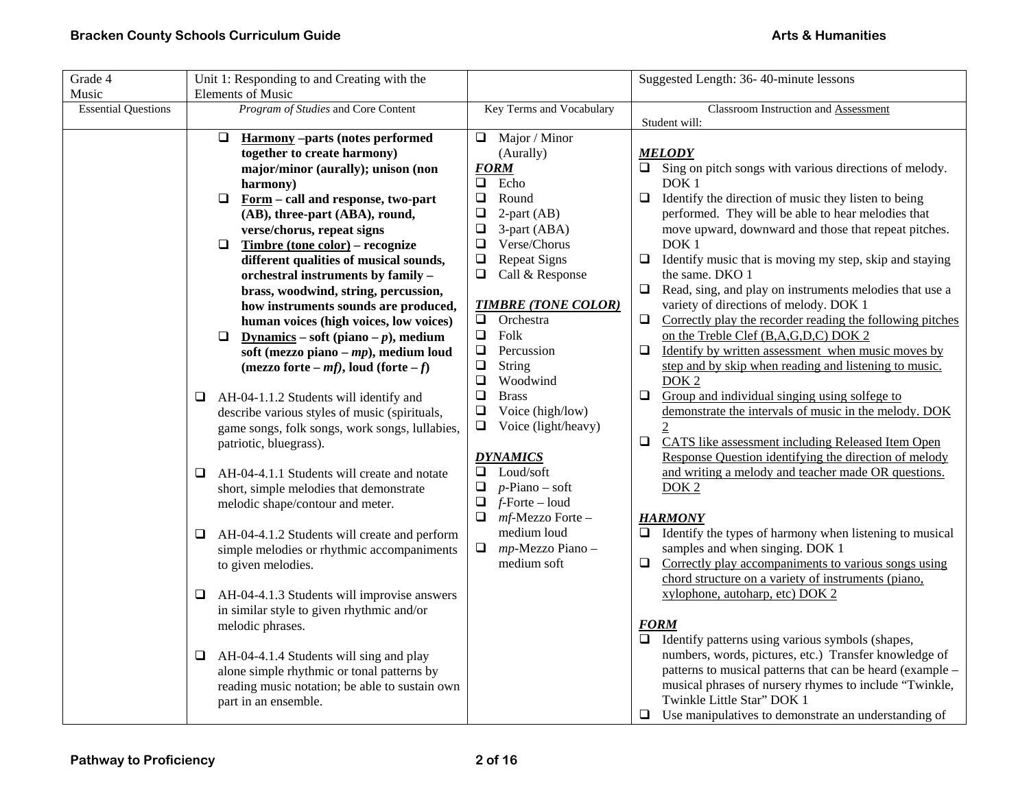| Grade 4<br>Music | Unit 1: Responding to and Creating with the Elements of Music | | Suggested Length: 36- 40-minute lessons |
|---|---|---|---|
| Essential Questions | *Program of Studies* and Core Content | Key Terms and Vocabulary | Classroom Instruction and <u>Assessment</u><br>Student will: |
| | ❑ **<u>Harmony</u> –parts (notes performed together to create harmony) major/minor (aurally); unison (non harmony)**<br>❑ **<u>Form</u> – call and response, two-part (AB), three-part (ABA), round, verse/chorus, repeat signs**<br>❑ **<u>Timbre (tone color)</u> – recognize different qualities of musical sounds, orchestral instruments by family – brass, woodwind, string, percussion, how instruments sounds are produced, human voices (high voices, low voices)**<br>❑ **<u>Dynamics</u> – soft (piano – *p*), medium soft (mezzo piano – *mp*), medium loud (mezzo forte – *mf)*, loud (forte – *f*)**<br><br>❑ AH-04-1.1.2 Students will identify and describe various styles of music (spirituals, game songs, folk songs, work songs, lullabies, patriotic, bluegrass).<br><br>❑ AH-04-4.1.1 Students will create and notate short, simple melodies that demonstrate melodic shape/contour and meter.<br><br>❑ AH-04-4.1.2 Students will create and perform simple melodies or rhythmic accompaniments to given melodies.<br><br>❑ AH-04-4.1.3 Students will improvise answers in similar style to given rhythmic and/or melodic phrases.<br><br>❑ AH-04-4.1.4 Students will sing and play alone simple rhythmic or tonal patterns by reading music notation; be able to sustain own part in an ensemble. | ❑ Major / Minor (Aurally)<br>***<u>FORM</u>***<br>❑ Echo<br>❑ Round<br>❑ 2-part (AB)<br>❑ 3-part (ABA)<br>❑ Verse/Chorus<br>❑ Repeat Signs<br>❑ Call & Response<br><br>***<u>TIMBRE (TONE COLOR)</u>***<br>❑ Orchestra<br>❑ Folk<br>❑ Percussion<br>❑ String<br>❑ Woodwind<br>❑ Brass<br>❑ Voice (high/low)<br>❑ Voice (light/heavy)<br><br>***<u>DYNAMICS</u>***<br>❑ Loud/soft<br>❑ *p*-Piano – soft<br>❑ *f*-Forte – loud<br>❑ *mf*-Mezzo Forte – medium loud<br>❑ *mp*-Mezzo Piano – medium soft | ***<u>MELODY</u>***<br>❑ Sing on pitch songs with various directions of melody. DOK 1<br>❑ Identify the direction of music they listen to being performed. They will be able to hear melodies that move upward, downward and those that repeat pitches. DOK 1<br>❑ Identify music that is moving my step, skip and staying the same. DKO 1<br>❑ Read, sing, and play on instruments melodies that use a variety of directions of melody. DOK 1<br>❑ <u>Correctly play the recorder reading the following pitches on the Treble Clef (B,A,G,D,C) DOK 2</u><br>❑ <u>Identify by written assessment when music moves by step and by skip when reading and listening to music. DOK 2</u><br>❑ <u>Group and individual singing using solfege to demonstrate the intervals of music in the melody. DOK 2</u><br>❑ <u>CATS like assessment including Released Item Open Response Question identifying the direction of melody and writing a melody and teacher made OR questions. DOK 2</u><br><br>***<u>HARMONY</u>***<br>❑ Identify the types of harmony when listening to musical samples and when singing. DOK 1<br>❑ <u>Correctly play accompaniments to various songs using chord structure on a variety of instruments (piano, xylophone, autoharp, etc) DOK 2</u><br><br>***<u>FORM</u>***<br>❑ Identify patterns using various symbols (shapes, numbers, words, pictures, etc.) Transfer knowledge of patterns to musical patterns that can be heard (example – musical phrases of nursery rhymes to include "Twinkle, Twinkle Little Star" DOK 1<br>❑ Use manipulatives to demonstrate an understanding of |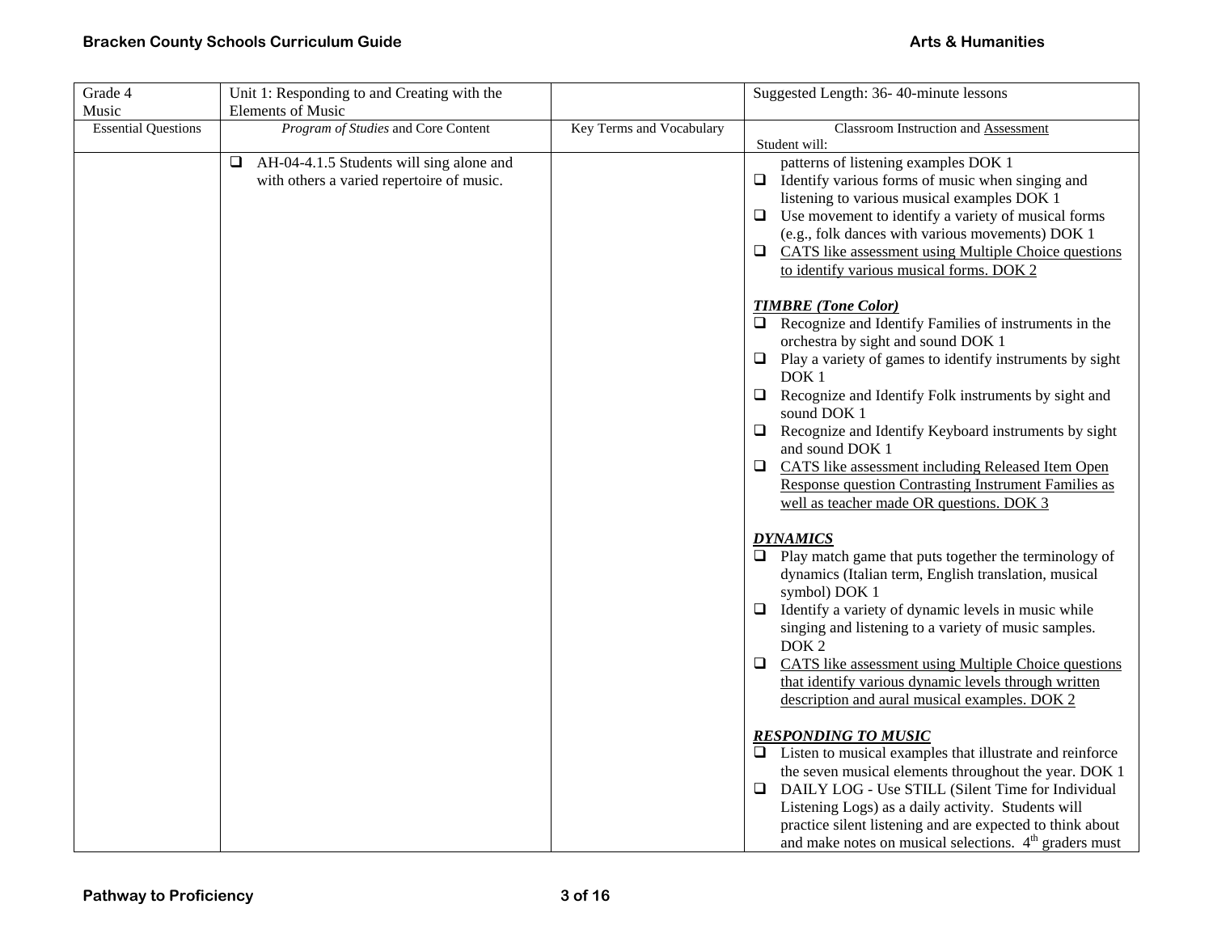| Grade 4 Music | Unit 1: Responding to and Creating with the Elements of Music | | Suggested Length: 36- 40-minute lessons |
|---|---|---|---|
| Essential Questions | *Program of Studies* and Core Content | Key Terms and Vocabulary | Classroom Instruction and Assessment<br>Student will: |
| | ❑ AH-04-4.1.5 Students will sing alone and with others a varied repertoire of music. | | patterns of listening examples DOK 1<br>❑ Identify various forms of music when singing and listening to various musical examples DOK 1<br>❑ Use movement to identify a variety of musical forms (e.g., folk dances with various movements) DOK 1<br>❑ CATS like assessment using Multiple Choice questions to identify various musical forms. DOK 2<br><br>***TIMBRE (Tone Color)***<br>❑ Recognize and Identify Families of instruments in the orchestra by sight and sound DOK 1<br>❑ Play a variety of games to identify instruments by sight DOK 1<br>❑ Recognize and Identify Folk instruments by sight and sound DOK 1<br>❑ Recognize and Identify Keyboard instruments by sight and sound DOK 1<br>❑ CATS like assessment including Released Item Open Response question Contrasting Instrument Families as well as teacher made OR questions. DOK 3<br><br>***DYNAMICS***<br>❑ Play match game that puts together the terminology of dynamics (Italian term, English translation, musical symbol) DOK 1<br>❑ Identify a variety of dynamic levels in music while singing and listening to a variety of music samples. DOK 2<br>❑ CATS like assessment using Multiple Choice questions that identify various dynamic levels through written description and aural musical examples. DOK 2<br><br>***RESPONDING TO MUSIC***<br>❑ Listen to musical examples that illustrate and reinforce the seven musical elements throughout the year. DOK 1<br>❑ DAILY LOG - Use STILL (Silent Time for Individual Listening Logs) as a daily activity. Students will practice silent listening and are expected to think about and make notes on musical selections. 4th graders must |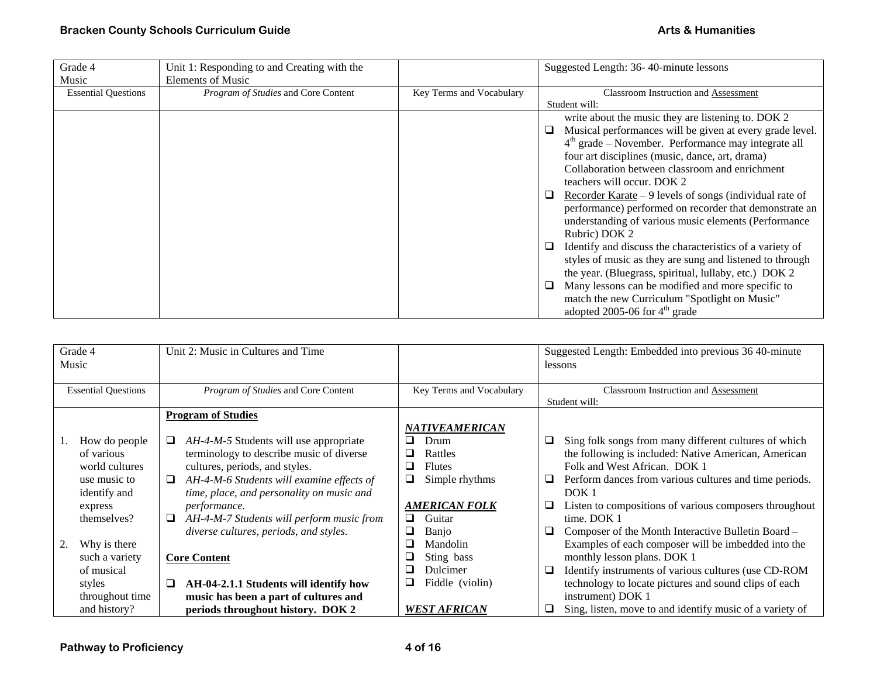| Grade 4 Music | Unit 1: Responding to and Creating with the Elements of Music | | Suggested Length: 36- 40-minute lessons |
|---|---|---|---|
| Essential Questions | *Program of Studies* and Core Content | Key Terms and Vocabulary | Classroom Instruction and Assessment<br>Student will: |
| | | | write about the music they are listening to. DOK 2<br>☐ Musical performances will be given at every grade level. 4th grade – November. Performance may integrate all four art disciplines (music, dance, art, drama) Collaboration between classroom and enrichment teachers will occur. DOK 2<br>☐ Recorder Karate – 9 levels of songs (individual rate of performance) performed on recorder that demonstrate an understanding of various music elements (Performance Rubric) DOK 2<br>☐ Identify and discuss the characteristics of a variety of styles of music as they are sung and listened to through the year. (Bluegrass, spiritual, lullaby, etc.) DOK 2<br>☐ Many lessons can be modified and more specific to match the new Curriculum "Spotlight on Music" adopted 2005-06 for 4th grade |

| Grade 4 Music | Unit 2: Music in Cultures and Time | | Suggested Length: Embedded into previous 36 40-minute lessons |
|---|---|---|---|
| Essential Questions | *Program of Studies* and Core Content | Key Terms and Vocabulary | Classroom Instruction and Assessment<br>Student will: |
| 1. How do people of various world cultures use music to identify and express themselves?<br><br>2. Why is there such a variety of musical styles throughout time and history? | **Program of Studies**<br><br>☐ *AH-4-M-5* Students will use appropriate terminology to describe music of diverse cultures, periods, and styles.<br>☐ *AH-4-M-6 Students will examine effects of time, place, and personality on music and performance.*<br>☐ *AH-4-M-7 Students will perform music from diverse cultures, periods, and styles.*<br><br>**Core Content**<br><br>☐ **AH-04-2.1.1 Students will identify how music has been a part of cultures and periods throughout history. DOK 2** | ***NATIVEAMERICAN***<br>☐ Drum<br>☐ Rattles<br>☐ Flutes<br>☐ Simple rhythms<br><br>***AMERICAN FOLK***<br>☐ Guitar<br>☐ Banjo<br>☐ Mandolin<br>☐ Sting bass<br>☐ Dulcimer<br>☐ Fiddle (violin)<br><br>***WEST AFRICAN*** | ☐ Sing folk songs from many different cultures of which the following is included: Native American, American Folk and West African. DOK 1<br>☐ Perform dances from various cultures and time periods. DOK 1<br>☐ Listen to compositions of various composers throughout time. DOK 1<br>☐ Composer of the Month Interactive Bulletin Board – Examples of each composer will be imbedded into the monthly lesson plans. DOK 1<br>☐ Identify instruments of various cultures (use CD-ROM technology to locate pictures and sound clips of each instrument) DOK 1<br>☐ Sing, listen, move to and identify music of a variety of |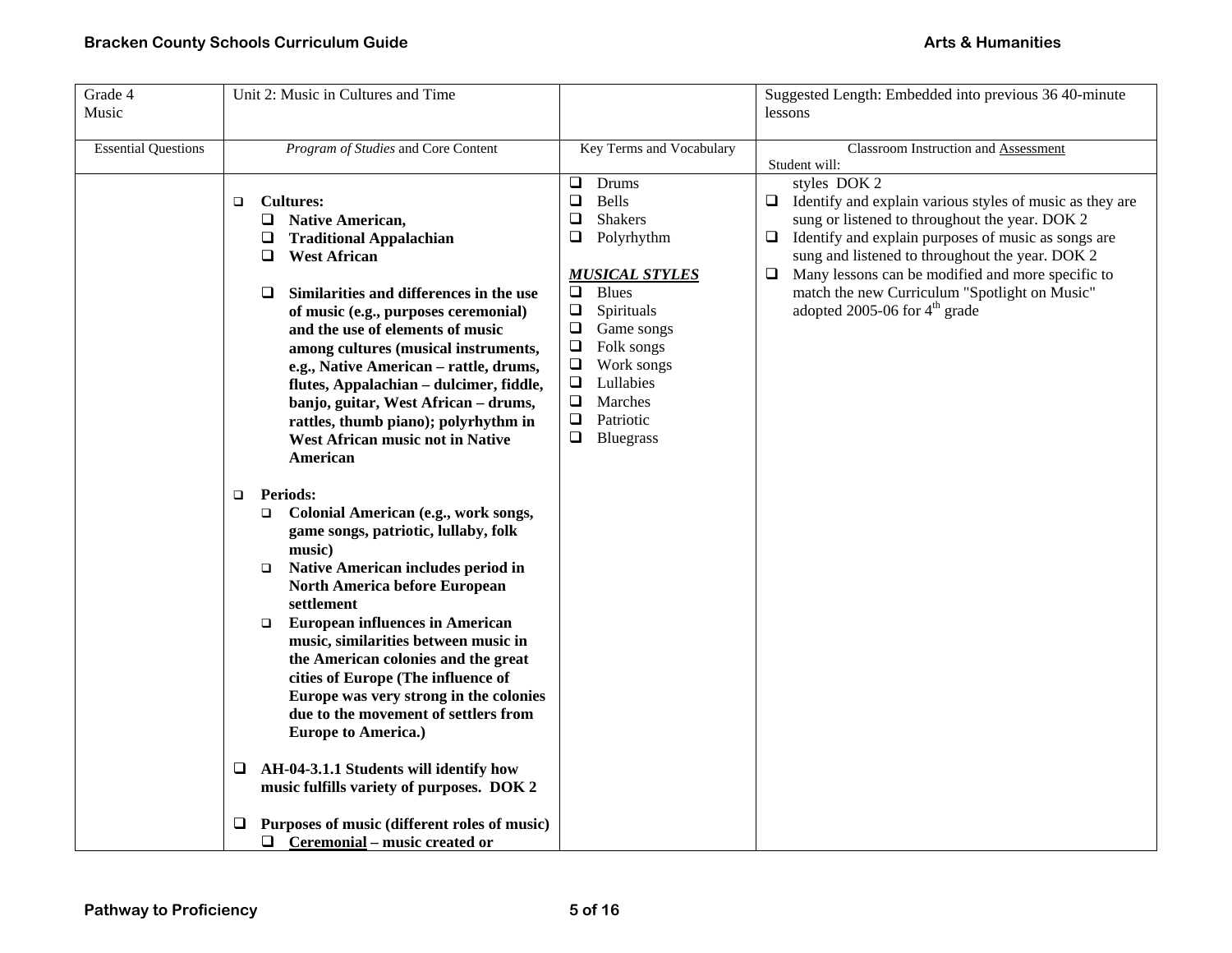| Grade 4<br>Music | Unit 2: Music in Cultures and Time | | Suggested Length: Embedded into previous 36 40-minute lessons |
|---|---|---|---|
| Essential Questions | *Program of Studies* and Core Content | Key Terms and Vocabulary | Classroom Instruction and Assessment<br>Student will: |
| | ❑ **Cultures:**<br>❑ **Native American,**<br>❑ **Traditional Appalachian**<br>❑ **West African**<br><br>❑ **Similarities and differences in the use of music (e.g., purposes ceremonial) and the use of elements of music among cultures (musical instruments, e.g., Native American – rattle, drums, flutes, Appalachian – dulcimer, fiddle, banjo, guitar, West African – drums, rattles, thumb piano); polyrhythm in West African music not in Native American**<br><br>❑ **Periods:**<br>❑ **Colonial American (e.g., work songs, game songs, patriotic, lullaby, folk music)**<br>❑ **Native American includes period in North America before European settlement**<br>❑ **European influences in American music, similarities between music in the American colonies and the great cities of Europe (The influence of Europe was very strong in the colonies due to the movement of settlers from Europe to America.)**<br><br>❑ **AH-04-3.1.1 Students will identify how music fulfills variety of purposes. DOK 2**<br><br>❑ **Purposes of music (different roles of music)**<br>❑ **<u>Ceremonial</u> – music created or** | ❑ Drums<br>❑ Bells<br>❑ Shakers<br>❑ Polyrhythm<br><br>***<u>MUSICAL STYLES</u>***<br>❑ Blues<br>❑ Spirituals<br>❑ Game songs<br>❑ Folk songs<br>❑ Work songs<br>❑ Lullabies<br>❑ Marches<br>❑ Patriotic<br>❑ Bluegrass | styles DOK 2<br>❑ Identify and explain various styles of music as they are sung or listened to throughout the year. DOK 2<br>❑ Identify and explain purposes of music as songs are sung and listened to throughout the year. DOK 2<br>❑ Many lessons can be modified and more specific to match the new Curriculum "Spotlight on Music" adopted 2005-06 for 4th grade |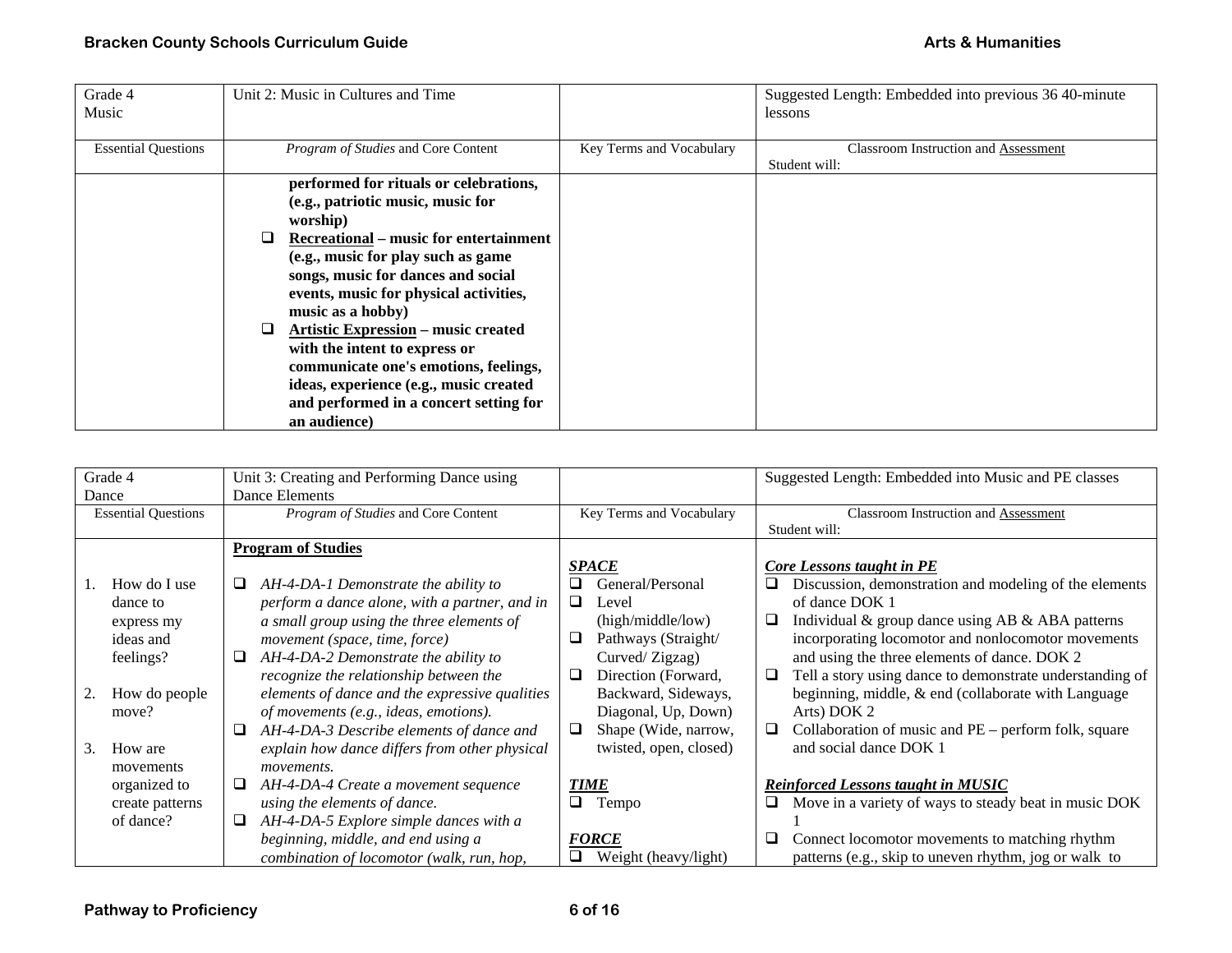| Grade 4 Music | Unit 2: Music in Cultures and Time | | Suggested Length: Embedded into previous 36 40-minute lessons |
|---|---|---|---|
| Essential Questions | *Program of Studies* and Core Content | Key Terms and Vocabulary | Classroom Instruction and Assessment Student will: |
| | **performed for rituals or celebrations, (e.g., patriotic music, music for worship)** <br> ❑ **Recreational – music for entertainment (e.g., music for play such as game songs, music for dances and social events, music for physical activities, music as a hobby)** <br> ❑ **Artistic Expression – music created with the intent to express or communicate one's emotions, feelings, ideas, experience (e.g., music created and performed in a concert setting for an audience)** | | |

| Grade 4 Dance | Unit 3: Creating and Performing Dance using Dance Elements | | Suggested Length: Embedded into Music and PE classes |
|---|---|---|---|
| Essential Questions | *Program of Studies* and Core Content | Key Terms and Vocabulary | Classroom Instruction and Assessment Student will: |
| 1. How do I use dance to express my ideas and feelings? <br><br> 2. How do people move? <br><br> 3. How are movements organized to create patterns of dance? | **Program of Studies** <br><br> ❑ *AH-4-DA-1 Demonstrate the ability to perform a dance alone, with a partner, and in a small group using the three elements of movement (space, time, force)* <br> ❑ *AH-4-DA-2 Demonstrate the ability to recognize the relationship between the elements of dance and the expressive qualities of movements (e.g., ideas, emotions).* <br> ❑ *AH-4-DA-3 Describe elements of dance and explain how dance differs from other physical movements.* <br> ❑ *AH-4-DA-4 Create a movement sequence using the elements of dance.* <br> ❑ *AH-4-DA-5 Explore simple dances with a beginning, middle, and end using a combination of locomotor (walk, run, hop,* | ***SPACE*** <br> ❑ General/Personal <br> ❑ Level (high/middle/low) <br> ❑ Pathways (Straight/ Curved/ Zigzag) <br> ❑ Direction (Forward, Backward, Sideways, Diagonal, Up, Down) <br> ❑ Shape (Wide, narrow, twisted, open, closed) <br><br> ***TIME*** <br> ❑ Tempo <br><br> ***FORCE*** <br> ❑ Weight (heavy/light) | ***Core Lessons taught in PE*** <br> ❑ Discussion, demonstration and modeling of the elements of dance DOK 1 <br> ❑ Individual & group dance using AB & ABA patterns incorporating locomotor and nonlocomotor movements and using the three elements of dance. DOK 2 <br> ❑ Tell a story using dance to demonstrate understanding of beginning, middle, & end (collaborate with Language Arts) DOK 2 <br> ❑ Collaboration of music and PE – perform folk, square and social dance DOK 1 <br><br> ***Reinforced Lessons taught in MUSIC*** <br> ❑ Move in a variety of ways to steady beat in music DOK 1 <br> ❑ Connect locomotor movements to matching rhythm patterns (e.g., skip to uneven rhythm, jog or walk to |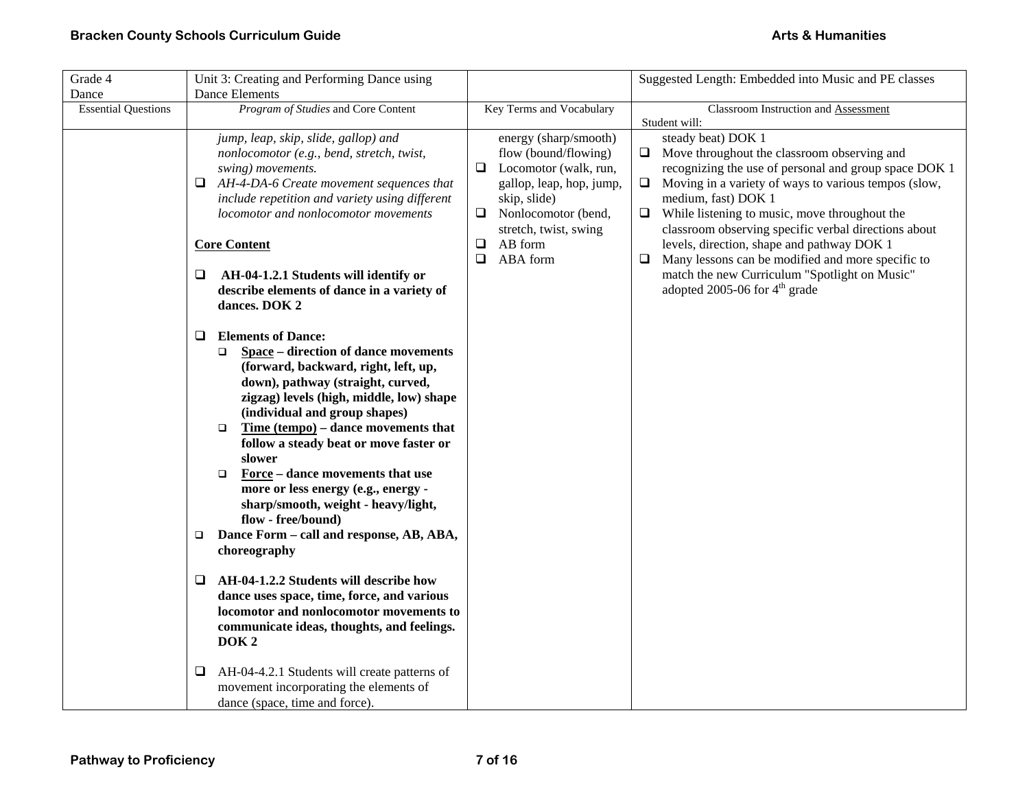| Grade 4 Dance | Unit 3: Creating and Performing Dance using Dance Elements | | Suggested Length: Embedded into Music and PE classes |
|---|---|---|---|
| Essential Questions | *Program of Studies* and Core Content | Key Terms and Vocabulary | Classroom Instruction and Assessment<br>Student will: |
| | *jump, leap, skip, slide, gallop) and nonlocomotor (e.g., bend, stretch, twist, swing) movements.*<br>❑ *AH-4-DA-6 Create movement sequences that include repetition and variety using different locomotor and nonlocomotor movements*<br><br>**Core Content**<br><br>❑ **AH-04-1.2.1 Students will identify or describe elements of dance in a variety of dances. DOK 2**<br><br>❑ **Elements of Dance:**<br>❑ **Space – direction of dance movements (forward, backward, right, left, up, down), pathway (straight, curved, zigzag) levels (high, middle, low) shape (individual and group shapes)**<br>❑ **Time (tempo) – dance movements that follow a steady beat or move faster or slower**<br>❑ **Force – dance movements that use more or less energy (e.g., energy - sharp/smooth, weight - heavy/light, flow - free/bound)**<br>❑ **Dance Form – call and response, AB, ABA, choreography**<br><br>❑ **AH-04-1.2.2 Students will describe how dance uses space, time, force, and various locomotor and nonlocomotor movements to communicate ideas, thoughts, and feelings. DOK 2**<br><br>❑ AH-04-4.2.1 Students will create patterns of movement incorporating the elements of dance (space, time and force). | energy (sharp/smooth)<br>flow (bound/flowing)<br>❑ Locomotor (walk, run, gallop, leap, hop, jump, skip, slide)<br>❑ Nonlocomotor (bend, stretch, twist, swing<br>❑ AB form<br>❑ ABA form | steady beat) DOK 1<br>❑ Move throughout the classroom observing and recognizing the use of personal and group space DOK 1<br>❑ Moving in a variety of ways to various tempos (slow, medium, fast) DOK 1<br>❑ While listening to music, move throughout the classroom observing specific verbal directions about levels, direction, shape and pathway DOK 1<br>❑ Many lessons can be modified and more specific to match the new Curriculum "Spotlight on Music" adopted 2005-06 for 4th grade |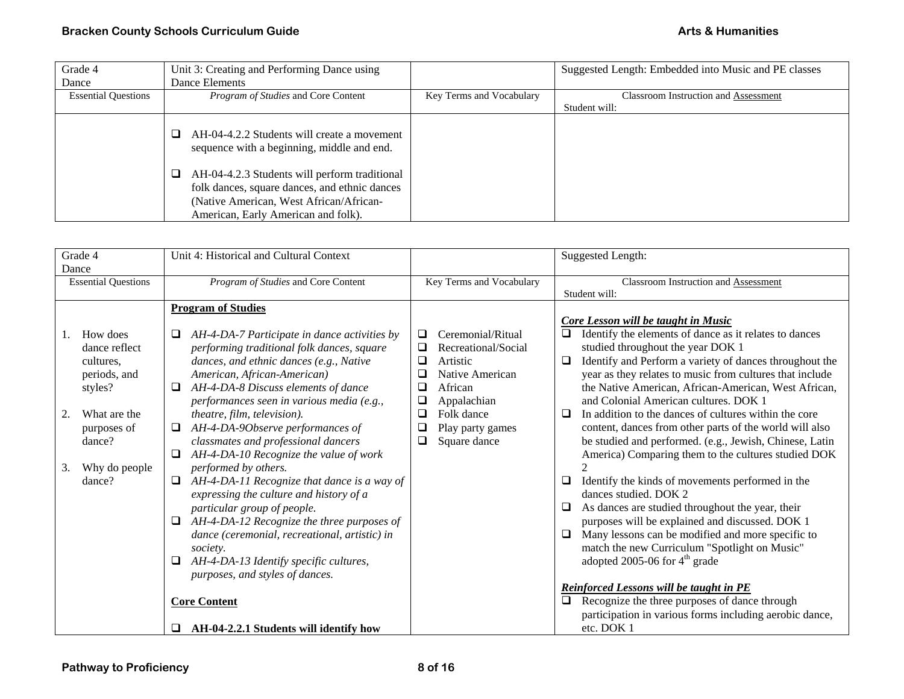| Grade 4 Dance | Unit 3: Creating and Performing Dance using Dance Elements | | Suggested Length: Embedded into Music and PE classes |
|---|---|---|---|
| Essential Questions | *Program of Studies* and Core Content | Key Terms and Vocabulary | Classroom Instruction and Assessment Student will: |
| | ❑ AH-04-4.2.2 Students will create a movement sequence with a beginning, middle and end.<br><br>❑ AH-04-4.2.3 Students will perform traditional folk dances, square dances, and ethnic dances (Native American, West African/African-American, Early American and folk). | | |

| Grade 4 Dance | Unit 4: Historical and Cultural Context | | Suggested Length: |
|---|---|---|---|
| Essential Questions | *Program of Studies* and Core Content | Key Terms and Vocabulary | Classroom Instruction and Assessment Student will: |
| 1. How does dance reflect cultures, periods, and styles?<br><br>2. What are the purposes of dance?<br><br>3. Why do people dance? | **Program of Studies**<br><br>❑ *AH-4-DA-7 Participate in dance activities by performing traditional folk dances, square dances, and ethnic dances (e.g., Native American, African-American)*<br>❑ *AH-4-DA-8 Discuss elements of dance performances seen in various media (e.g., theatre, film, television).*<br>❑ *AH-4-DA-9Observe performances of classmates and professional dancers*<br>❑ *AH-4-DA-10 Recognize the value of work performed by others.*<br>❑ *AH-4-DA-11 Recognize that dance is a way of expressing the culture and history of a particular group of people.*<br>❑ *AH-4-DA-12 Recognize the three purposes of dance (ceremonial, recreational, artistic) in society.*<br>❑ *AH-4-DA-13 Identify specific cultures, purposes, and styles of dances.*<br><br>**Core Content**<br><br>❑ **AH-04-2.2.1 Students will identify how** | ❑ Ceremonial/Ritual<br>❑ Recreational/Social<br>❑ Artistic<br>❑ Native American<br>❑ African<br>❑ Appalachian<br>❑ Folk dance<br>❑ Play party games<br>❑ Square dance | ***Core Lesson will be taught in Music***<br>❑ Identify the elements of dance as it relates to dances studied throughout the year DOK 1<br>❑ Identify and Perform a variety of dances throughout the year as they relates to music from cultures that include the Native American, African-American, West African, and Colonial American cultures. DOK 1<br>❑ In addition to the dances of cultures within the core content, dances from other parts of the world will also be studied and performed. (e.g., Jewish, Chinese, Latin America) Comparing them to the cultures studied DOK 2<br>❑ Identify the kinds of movements performed in the dances studied. DOK 2<br>❑ As dances are studied throughout the year, their purposes will be explained and discussed. DOK 1<br>❑ Many lessons can be modified and more specific to match the new Curriculum "Spotlight on Music" adopted 2005-06 for 4th grade<br><br>***Reinforced Lessons will be taught in PE***<br>❑ Recognize the three purposes of dance through participation in various forms including aerobic dance, etc. DOK 1 |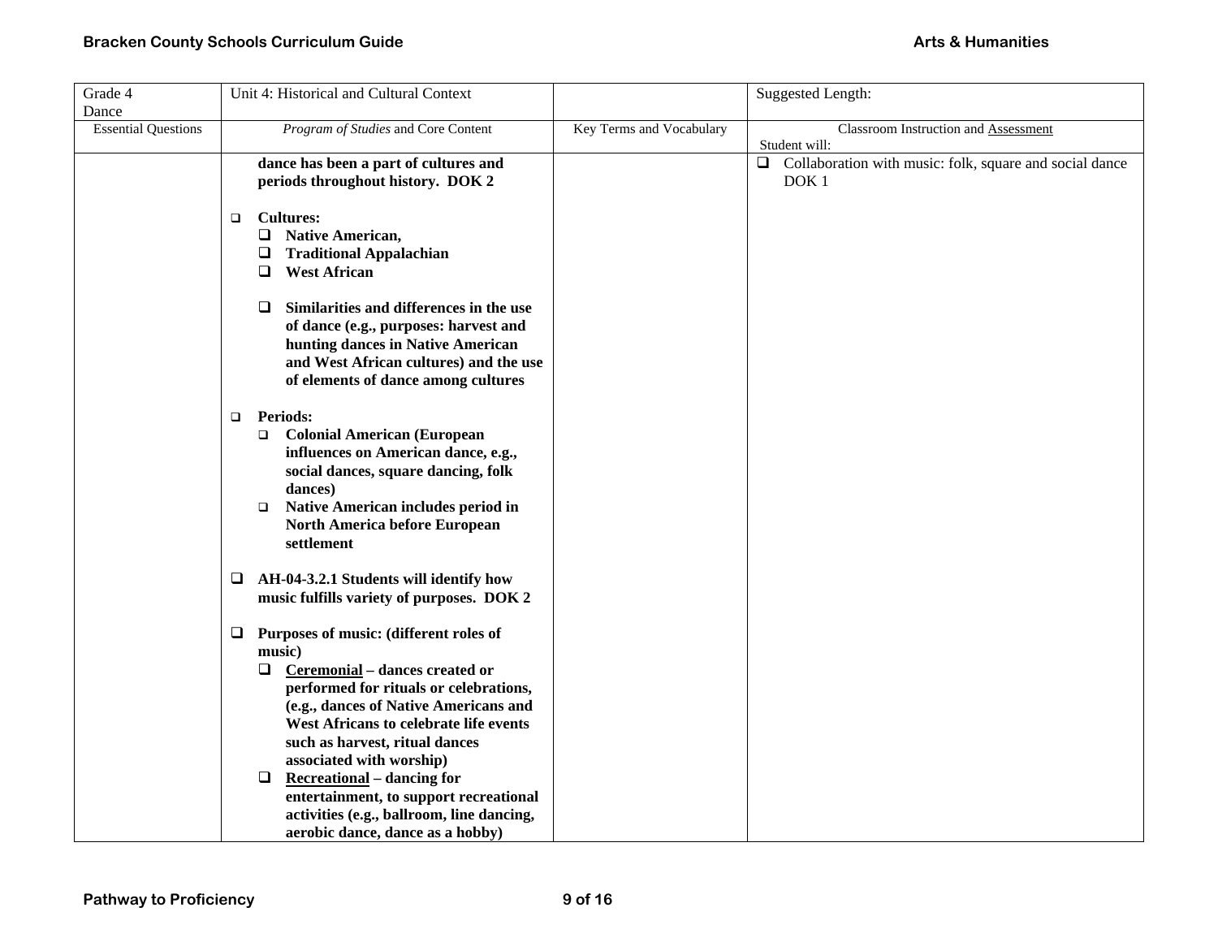| Grade 4 Dance | Unit 4: Historical and Cultural Context | | Suggested Length: |
|---|---|---|---|
| Essential Questions | *Program of Studies* and Core Content | Key Terms and Vocabulary | Classroom Instruction and Assessment<br>Student will: |
| | **dance has been a part of cultures and periods throughout history. DOK 2**<br><br>❑ **Cultures:**<br>❑ **Native American,**<br>❑ **Traditional Appalachian**<br>❑ **West African**<br><br>❑ **Similarities and differences in the use of dance (e.g., purposes: harvest and hunting dances in Native American and West African cultures) and the use of elements of dance among cultures**<br><br>❑ **Periods:**<br>❑ **Colonial American (European influences on American dance, e.g., social dances, square dancing, folk dances)**<br>❑ **Native American includes period in North America before European settlement**<br><br>❑ **AH-04-3.2.1 Students will identify how music fulfills variety of purposes. DOK 2**<br><br>❑ **Purposes of music: (different roles of music)**<br>❑ **Ceremonial – dances created or performed for rituals or celebrations, (e.g., dances of Native Americans and West Africans to celebrate life events such as harvest, ritual dances associated with worship)**<br>❑ **Recreational – dancing for entertainment, to support recreational activities (e.g., ballroom, line dancing, aerobic dance, dance as a hobby)** | | ❑ Collaboration with music: folk, square and social dance DOK 1 |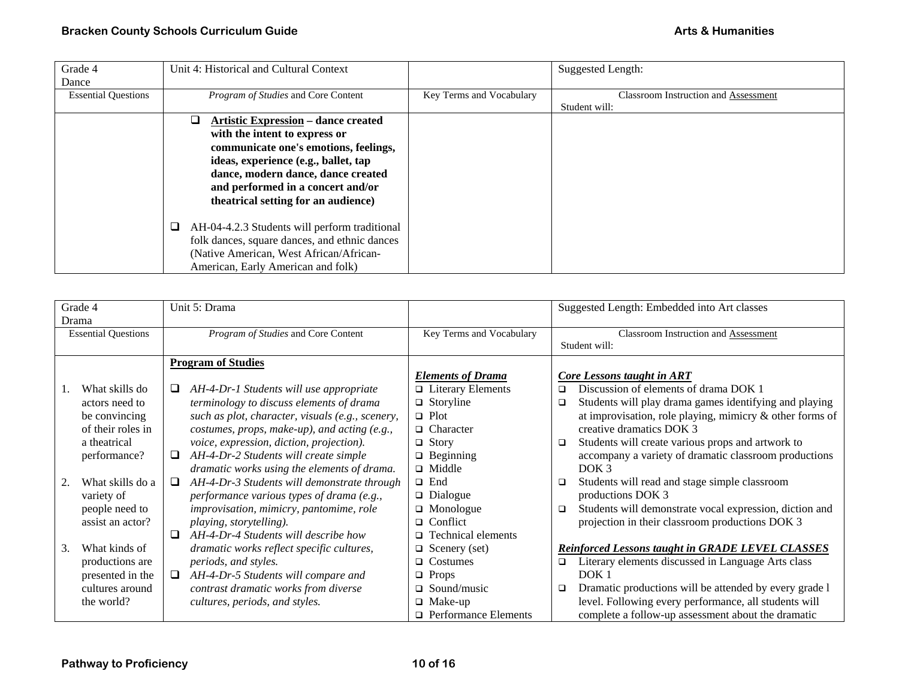| Grade 4 Dance | Unit 4: Historical and Cultural Context | | Suggested Length: |
|---|---|---|---|
| Essential Questions | *Program of Studies* and Core Content | Key Terms and Vocabulary | Classroom Instruction and Assessment<br>Student will: |
| | ❑ **Artistic Expression – dance created with the intent to express or communicate one's emotions, feelings, ideas, experience (e.g., ballet, tap dance, modern dance, dance created and performed in a concert and/or theatrical setting for an audience)**<br><br>❑ AH-04-4.2.3 Students will perform traditional folk dances, square dances, and ethnic dances (Native American, West African/African-American, Early American and folk) | | |

| Grade 4 Drama | Unit 5: Drama | | Suggested Length: Embedded into Art classes |
|---|---|---|---|
| Essential Questions | *Program of Studies* and Core Content | Key Terms and Vocabulary | Classroom Instruction and Assessment<br>Student will: |
| 1. What skills do actors need to be convincing of their roles in a theatrical performance?<br><br>2. What skills do a variety of people need to assist an actor?<br><br>3. What kinds of productions are presented in the cultures around the world? | **Program of Studies**<br><br>❑ *AH-4-Dr-1 Students will use appropriate terminology to discuss elements of drama such as plot, character, visuals (e.g., scenery, costumes, props, make-up), and acting (e.g., voice, expression, diction, projection).*<br>❑ *AH-4-Dr-2 Students will create simple dramatic works using the elements of drama.*<br>❑ *AH-4-Dr-3 Students will demonstrate through performance various types of drama (e.g., improvisation, mimicry, pantomime, role playing, storytelling).*<br>❑ *AH-4-Dr-4 Students will describe how dramatic works reflect specific cultures, periods, and styles.*<br>❑ *AH-4-Dr-5 Students will compare and contrast dramatic works from diverse cultures, periods, and styles.* | ***Elements of Drama***<br>❑ Literary Elements<br>❑ Storyline<br>❑ Plot<br>❑ Character<br>❑ Story<br>❑ Beginning<br>❑ Middle<br>❑ End<br>❑ Dialogue<br>❑ Monologue<br>❑ Conflict<br>❑ Technical elements<br>❑ Scenery (set)<br>❑ Costumes<br>❑ Props<br>❑ Sound/music<br>❑ Make-up<br>❑ Performance Elements | ***Core Lessons taught in ART***<br>❑ Discussion of elements of drama DOK 1<br>❑ Students will play drama games identifying and playing at improvisation, role playing, mimicry & other forms of creative dramatics DOK 3<br>❑ Students will create various props and artwork to accompany a variety of dramatic classroom productions DOK 3<br>❑ Students will read and stage simple classroom productions DOK 3<br>❑ Students will demonstrate vocal expression, diction and projection in their classroom productions DOK 3<br><br>***Reinforced Lessons taught in GRADE LEVEL CLASSES***<br>❑ Literary elements discussed in Language Arts class DOK 1<br>❑ Dramatic productions will be attended by every grade l level. Following every performance, all students will complete a follow-up assessment about the dramatic |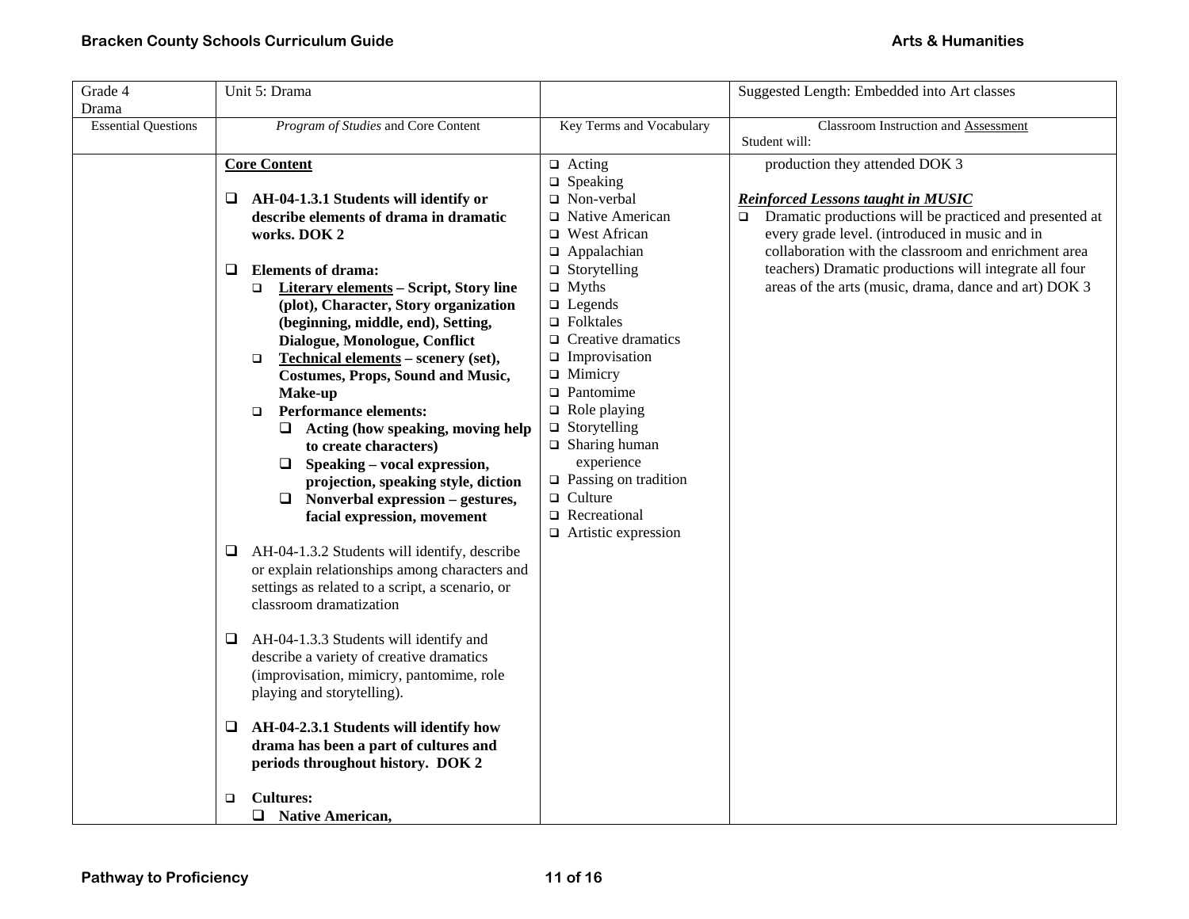| Grade 4<br>Drama | Unit 5: Drama | | Suggested Length: Embedded into Art classes |
|---|---|---|---|
| Essential Questions | *Program of Studies* and Core Content | Key Terms and Vocabulary | Classroom Instruction and Assessment<br>Student will: |
| | **Core Content**<br><br>❑ **AH-04-1.3.1 Students will identify or describe elements of drama in dramatic works. DOK 2**<br><br>❑ **Elements of drama:**<br>❑ **Literary elements – Script, Story line (plot), Character, Story organization (beginning, middle, end), Setting, Dialogue, Monologue, Conflict**<br>❑ **Technical elements – scenery (set), Costumes, Props, Sound and Music, Make-up**<br>❑ **Performance elements:**<br>❑ **Acting (how speaking, moving help to create characters)**<br>❑ **Speaking – vocal expression, projection, speaking style, diction**<br>❑ **Nonverbal expression – gestures, facial expression, movement**<br><br>❑ AH-04-1.3.2 Students will identify, describe or explain relationships among characters and settings as related to a script, a scenario, or classroom dramatization<br><br>❑ AH-04-1.3.3 Students will identify and describe a variety of creative dramatics (improvisation, mimicry, pantomime, role playing and storytelling).<br><br>❑ **AH-04-2.3.1 Students will identify how drama has been a part of cultures and periods throughout history. DOK 2**<br><br>❑ **Cultures:**<br>❑ **Native American,** | ❑ Acting<br>❑ Speaking<br>❑ Non-verbal<br>❑ Native American<br>❑ West African<br>❑ Appalachian<br>❑ Storytelling<br>❑ Myths<br>❑ Legends<br>❑ Folktales<br>❑ Creative dramatics<br>❑ Improvisation<br>❑ Mimicry<br>❑ Pantomime<br>❑ Role playing<br>❑ Storytelling<br>❑ Sharing human experience<br>❑ Passing on tradition<br>❑ Culture<br>❑ Recreational<br>❑ Artistic expression | production they attended DOK 3<br><br>***Reinforced Lessons taught in MUSIC***<br>❑ Dramatic productions will be practiced and presented at every grade level. (introduced in music and in collaboration with the classroom and enrichment area teachers) Dramatic productions will integrate all four areas of the arts (music, drama, dance and art) DOK 3 |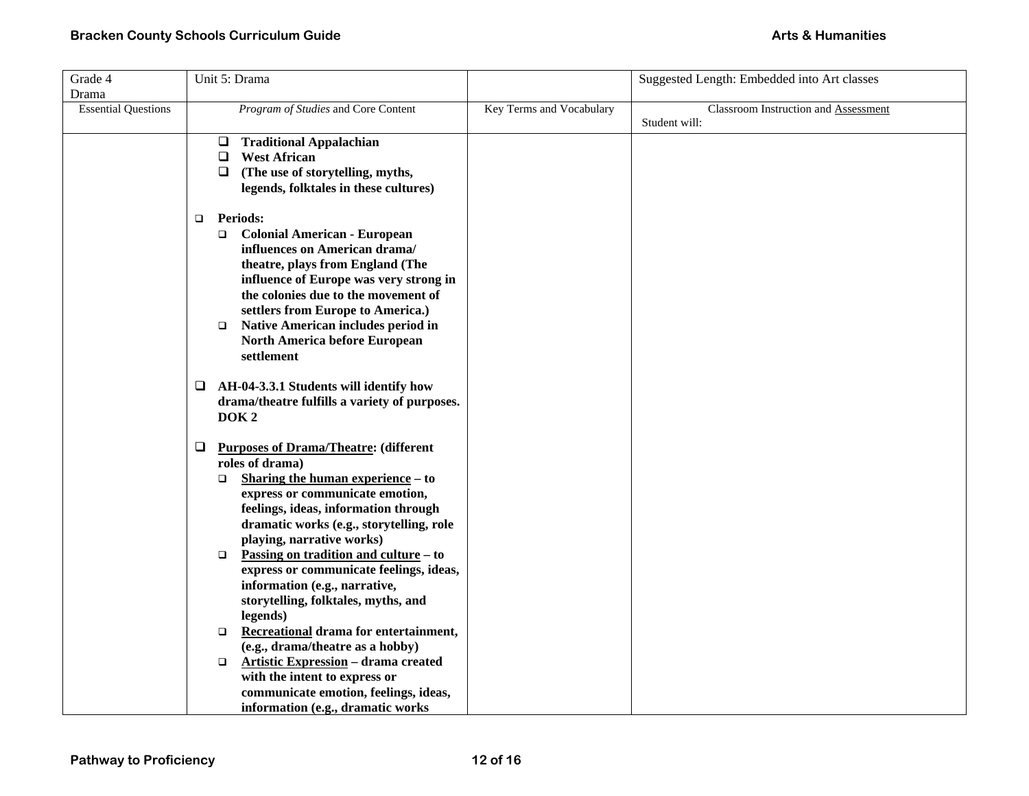| Grade 4 Drama | Unit 5: Drama | | Suggested Length: Embedded into Art classes |
|---|---|---|---|
| Essential Questions | *Program of Studies* and Core Content | Key Terms and Vocabulary | Classroom Instruction and Assessment<br>Student will: |
| | ❑ **Traditional Appalachian**<br>❑ **West African**<br>❑ **(The use of storytelling, myths, legends, folktales in these cultures)**<br><br>❑ **Periods:**<br>❑ **Colonial American - European influences on American drama/ theatre, plays from England (The influence of Europe was very strong in the colonies due to the movement of settlers from Europe to America.)**<br>❑ **Native American includes period in North America before European settlement**<br><br>❑ **AH-04-3.3.1 Students will identify how drama/theatre fulfills a variety of purposes. DOK 2**<br><br>❑ **<u>Purposes of Drama/Theatre</u>: (different roles of drama)**<br>❑ **<u>Sharing the human experience</u> – to express or communicate emotion, feelings, ideas, information through dramatic works (e.g., storytelling, role playing, narrative works)**<br>❑ **<u>Passing on tradition and culture</u> – to express or communicate feelings, ideas, information (e.g., narrative, storytelling, folktales, myths, and legends)**<br>❑ **<u>Recreational</u> drama for entertainment, (e.g., drama/theatre as a hobby)**<br>❑ **<u>Artistic Expression</u> – drama created with the intent to express or communicate emotion, feelings, ideas, information (e.g., dramatic works** | | |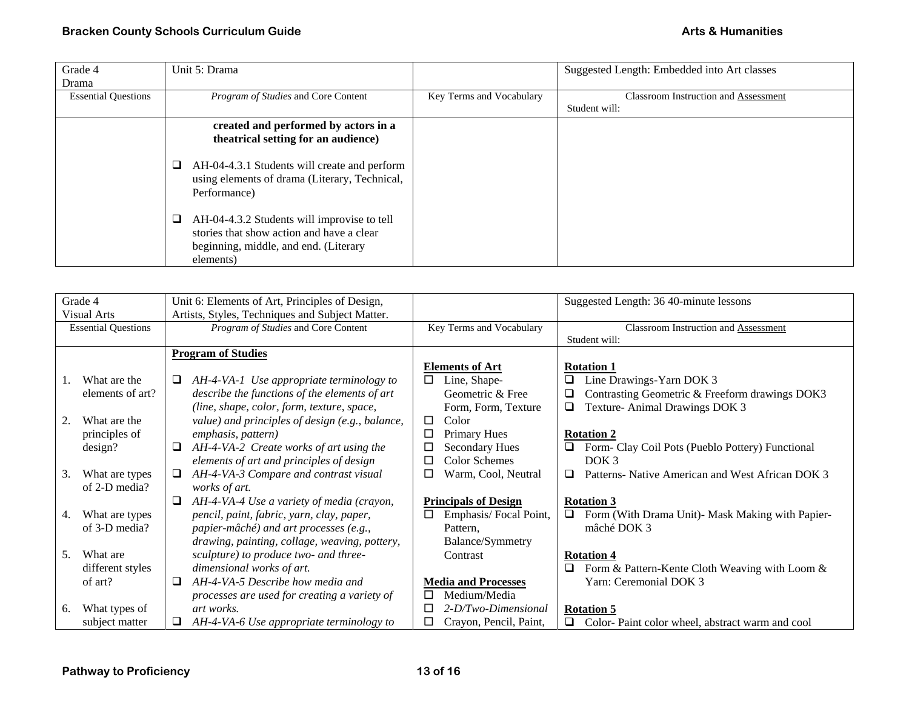| Grade 4<br>Drama | Unit 5: Drama | | Suggested Length: Embedded into Art classes |
|---|---|---|---|
| Essential Questions | *Program of Studies* and Core Content | Key Terms and Vocabulary | Classroom Instruction and Assessment<br>Student will: |
| | **created and performed by actors in a theatrical setting for an audience)**<br><br>❑ AH-04-4.3.1 Students will create and perform using elements of drama (Literary, Technical, Performance)<br><br>❑ AH-04-4.3.2 Students will improvise to tell stories that show action and have a clear beginning, middle, and end. (Literary elements) | | |

| Grade 4<br>Visual Arts | Unit 6: Elements of Art, Principles of Design, Artists, Styles, Techniques and Subject Matter. | | Suggested Length: 36 40-minute lessons |
|---|---|---|---|
| Essential Questions | *Program of Studies* and Core Content | Key Terms and Vocabulary | Classroom Instruction and Assessment<br>Student will: |
| 1. What are the elements of art?<br><br>2. What are the principles of design?<br><br>3. What are types of 2-D media?<br><br>4. What are types of 3-D media?<br><br>5. What are different styles of art?<br><br>6. What types of subject matter | **Program of Studies**<br><br>❑ *AH-4-VA-1 Use appropriate terminology to describe the functions of the elements of art (line, shape, color, form, texture, space, value) and principles of design (e.g., balance, emphasis, pattern)*<br>❑ *AH-4-VA-2 Create works of art using the elements of art and principles of design*<br>❑ *AH-4-VA-3 Compare and contrast visual works of art.*<br>❑ *AH-4-VA-4 Use a variety of media (crayon, pencil, paint, fabric, yarn, clay, paper, papier-mâché) and art processes (e.g., drawing, painting, collage, weaving, pottery, sculpture) to produce two- and three-dimensional works of art.*<br>❑ *AH-4-VA-5 Describe how media and processes are used for creating a variety of art works.*<br>❑ *AH-4-VA-6 Use appropriate terminology to* | **Elements of Art**<br>☐ Line, Shape-Geometric & Free Form, Form, Texture<br>☐ Color<br>☐ Primary Hues<br>☐ Secondary Hues<br>☐ Color Schemes<br>☐ Warm, Cool, Neutral<br><br>**Principals of Design**<br>☐ Emphasis/ Focal Point, Pattern, Balance/Symmetry Contrast<br><br>**Media and Processes**<br>☐ Medium/Media<br>☐ *2-D/Two-Dimensional*<br>☐ Crayon, Pencil, Paint, | **Rotation 1**<br>❑ Line Drawings-Yarn DOK 3<br>❑ Contrasting Geometric & Freeform drawings DOK3<br>❑ Texture- Animal Drawings DOK 3<br><br>**Rotation 2**<br>❑ Form- Clay Coil Pots (Pueblo Pottery) Functional DOK 3<br>❑ Patterns- Native American and West African DOK 3<br><br>**Rotation 3**<br>❑ Form (With Drama Unit)- Mask Making with Papier-mâché DOK 3<br><br>**Rotation 4**<br>❑ Form & Pattern-Kente Cloth Weaving with Loom & Yarn: Ceremonial DOK 3<br><br>**Rotation 5**<br>❑ Color- Paint color wheel, abstract warm and cool |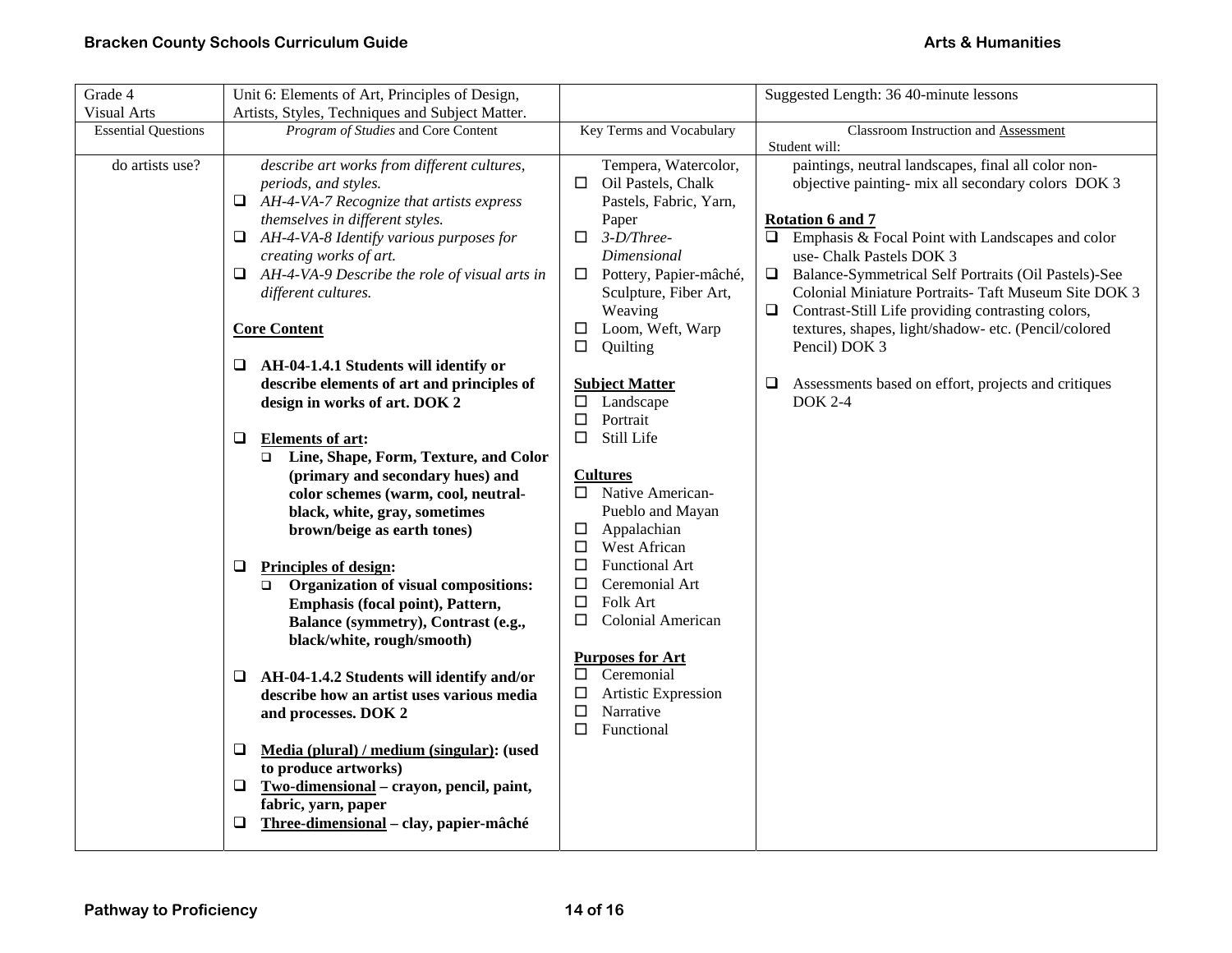| Grade 4 Visual Arts | Unit 6: Elements of Art, Principles of Design, Artists, Styles, Techniques and Subject Matter. | | Suggested Length: 36 40-minute lessons |
|---|---|---|---|
| Essential Questions | *Program of Studies* and Core Content | Key Terms and Vocabulary | Classroom Instruction and Assessment<br>Student will: |
| do artists use? | *describe art works from different cultures, periods, and styles.*<br>❑ *AH-4-VA-7 Recognize that artists express themselves in different styles.*<br>❑ *AH-4-VA-8 Identify various purposes for creating works of art.*<br>❑ *AH-4-VA-9 Describe the role of visual arts in different cultures.*<br><br>**Core Content**<br><br>❑ **AH-04-1.4.1 Students will identify or describe elements of art and principles of design in works of art. DOK 2**<br><br>❑ **Elements of art:**<br>❑ **Line, Shape, Form, Texture, and Color (primary and secondary hues) and color schemes (warm, cool, neutral- black, white, gray, sometimes brown/beige as earth tones)**<br><br>❑ **Principles of design:**<br>❑ **Organization of visual compositions: Emphasis (focal point), Pattern, Balance (symmetry), Contrast (e.g., black/white, rough/smooth)**<br><br>❑ **AH-04-1.4.2 Students will identify and/or describe how an artist uses various media and processes. DOK 2**<br><br>❑ **Media (plural) / medium (singular): (used to produce artworks)**<br>❑ **Two-dimensional – crayon, pencil, paint, fabric, yarn, paper**<br>❑ **Three-dimensional – clay, papier-mâché** | Tempera, Watercolor,<br>☐ Oil Pastels, Chalk Pastels, Fabric, Yarn, Paper<br>☐ *3-D/Three-Dimensional*<br>☐ Pottery, Papier-mâché, Sculpture, Fiber Art, Weaving<br>☐ Loom, Weft, Warp<br>☐ Quilting<br><br>**Subject Matter**<br>☐ Landscape<br>☐ Portrait<br>☐ Still Life<br><br>**Cultures**<br>☐ Native American- Pueblo and Mayan<br>☐ Appalachian<br>☐ West African<br>☐ Functional Art<br>☐ Ceremonial Art<br>☐ Folk Art<br>☐ Colonial American<br><br>**Purposes for Art**<br>☐ Ceremonial<br>☐ Artistic Expression<br>☐ Narrative<br>☐ Functional | paintings, neutral landscapes, final all color non-objective painting- mix all secondary colors DOK 3<br><br>**Rotation 6 and 7**<br>❑ Emphasis & Focal Point with Landscapes and color use- Chalk Pastels DOK 3<br>❑ Balance-Symmetrical Self Portraits (Oil Pastels)-See Colonial Miniature Portraits- Taft Museum Site DOK 3<br>❑ Contrast-Still Life providing contrasting colors, textures, shapes, light/shadow- etc. (Pencil/colored Pencil) DOK 3<br><br>❑ Assessments based on effort, projects and critiques DOK 2-4 |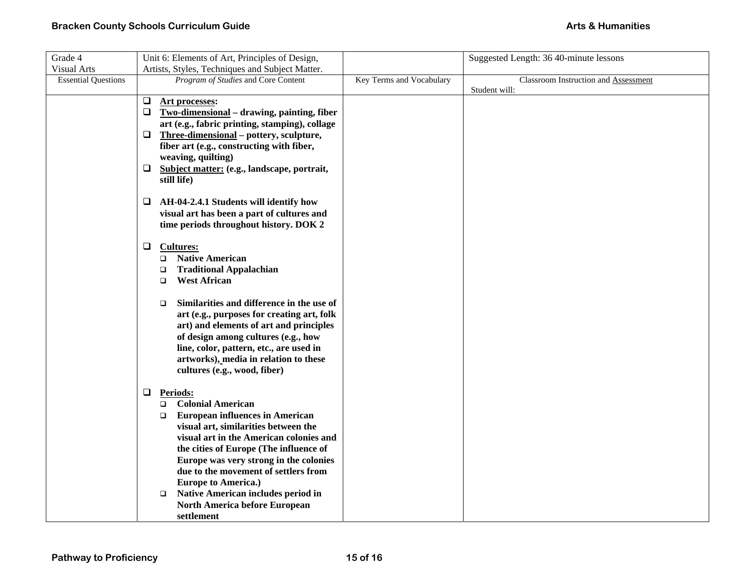| Grade 4<br>Visual Arts | Unit 6: Elements of Art, Principles of Design, Artists, Styles, Techniques and Subject Matter. | | Suggested Length: 36 40-minute lessons |
|---|---|---|---|
| Essential Questions | *Program of Studies* and Core Content | Key Terms and Vocabulary | Classroom Instruction and Assessment<br>Student will: |
| | ❑ **Art processes:**<br>❑ **Two-dimensional – drawing, painting, fiber art (e.g., fabric printing, stamping), collage**<br>❑ **Three-dimensional – pottery, sculpture, fiber art (e.g., constructing with fiber, weaving, quilting)**<br>❑ **Subject matter: (e.g., landscape, portrait, still life)**<br><br>❑ **AH-04-2.4.1 Students will identify how visual art has been a part of cultures and time periods throughout history. DOK 2**<br><br>❑ **Cultures:**<br>❑ **Native American**<br>❑ **Traditional Appalachian**<br>❑ **West African**<br><br>❑ **Similarities and difference in the use of art (e.g., purposes for creating art, folk art) and elements of art and principles of design among cultures (e.g., how line, color, pattern, etc., are used in artworks), media in relation to these cultures (e.g., wood, fiber)**<br><br>❑ **Periods:**<br>❑ **Colonial American**<br>❑ **European influences in American visual art, similarities between the visual art in the American colonies and the cities of Europe (The influence of Europe was very strong in the colonies due to the movement of settlers from Europe to America.)**<br>❑ **Native American includes period in North America before European settlement** | | |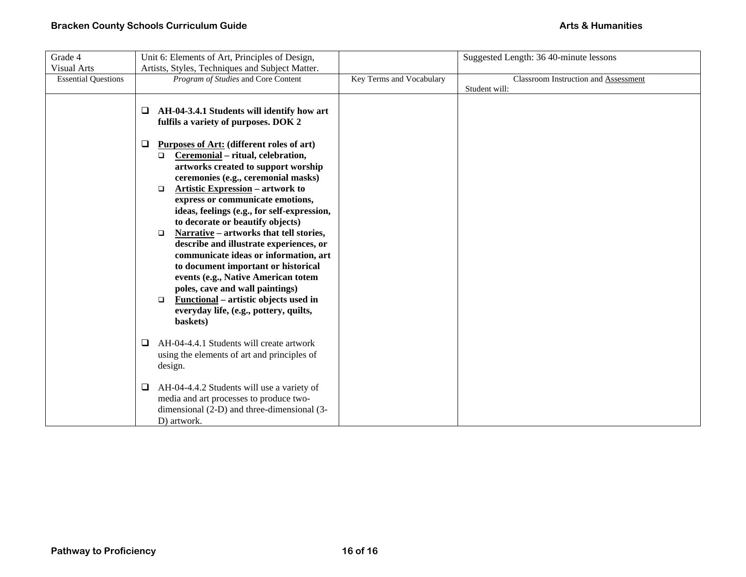| Grade 4<br>Visual Arts | Unit 6: Elements of Art, Principles of Design, Artists, Styles, Techniques and Subject Matter. | | Suggested Length: 36 40-minute lessons |
|---|---|---|---|
| Essential Questions | *Program of Studies* and Core Content | Key Terms and Vocabulary | Classroom Instruction and Assessment<br>Student will: |
| | ❑ **AH-04-3.4.1 Students will identify how art fulfils a variety of purposes. DOK 2**<br><br>❑ **Purposes of Art: (different roles of art)**<br>❑ **Ceremonial – ritual, celebration, artworks created to support worship ceremonies (e.g., ceremonial masks)**<br>❑ **Artistic Expression – artwork to express or communicate emotions, ideas, feelings (e.g., for self-expression, to decorate or beautify objects)**<br>❑ **Narrative – artworks that tell stories, describe and illustrate experiences, or communicate ideas or information, art to document important or historical events (e.g., Native American totem poles, cave and wall paintings)**<br>❑ **Functional – artistic objects used in everyday life, (e.g., pottery, quilts, baskets)**<br><br>❑ AH-04-4.4.1 Students will create artwork using the elements of art and principles of design.<br><br>❑ AH-04-4.4.2 Students will use a variety of media and art processes to produce two-dimensional (2-D) and three-dimensional (3-D) artwork. | | |